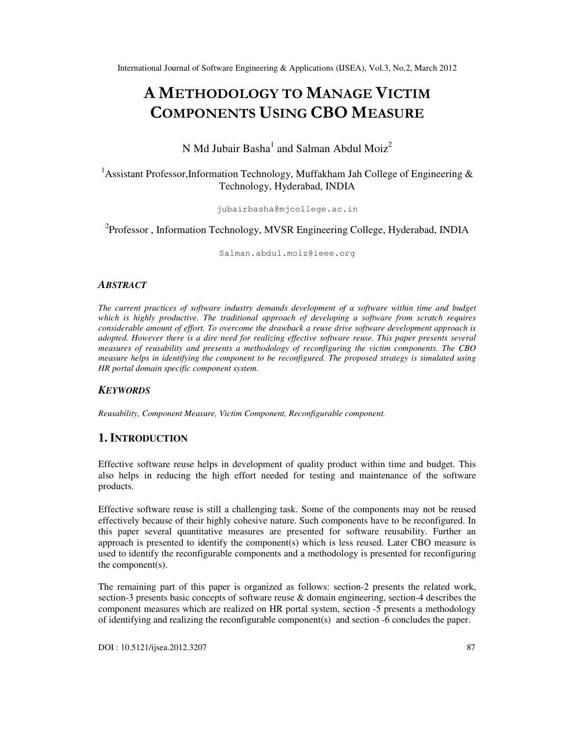# A Methodology to Manage Victim Components Using CBO Measure

N Md Jubair Basha[1] and Salman Abdul Moiz[2]

[1]Assistant Professor,Information Technology, Muffakham Jah College of Engineering & Technology, Hyderabad, INDIA

jubairbasha@mjcollege.ac.in

[2]Professor , Information Technology, MVSR Engineering College, Hyderabad, INDIA

Salman.abdul.moiz@ieee.org

### *Abstract*

*The current practices of software industry demands development of a software within time and budget which is highly productive. The traditional approach of developing a software from scratch requires considerable amount of effort. To overcome the drawback a reuse drive software development approach is adopted. However there is a dire need for realizing effective software reuse. This paper presents several measures of reusability and presents a methodology of reconfiguring the victim components. The CBO measure helps in identifying the component to be reconfigured. The proposed strategy is simulated using HR portal domain specific component system.*

### *Keywords*

*Reusability, Component Measure, Victim Component, Reconfigurable component.*

## 1. Introduction

Effective software reuse helps in development of quality product within time and budget. This also helps in reducing the high effort needed for testing and maintenance of the software products.

Effective software reuse is still a challenging task. Some of the components may not be reused effectively because of their highly cohesive nature. Such components have to be reconfigured. In this paper several quantitative measures are presented for software reusability. Further an approach is presented to identify the component(s) which is less reused. Later CBO measure is used to identify the reconfigurable components and a methodology is presented for reconfiguring the component(s).

The remaining part of this paper is organized as follows: section-2 presents the related work, section-3 presents basic concepts of software reuse & domain engineering, section-4 describes the component measures which are realized on HR portal system, section -5 presents a methodology of identifying and realizing the reconfigurable component(s) and section -6 concludes the paper.

DOI : 10.5121/ijsea.2012.3207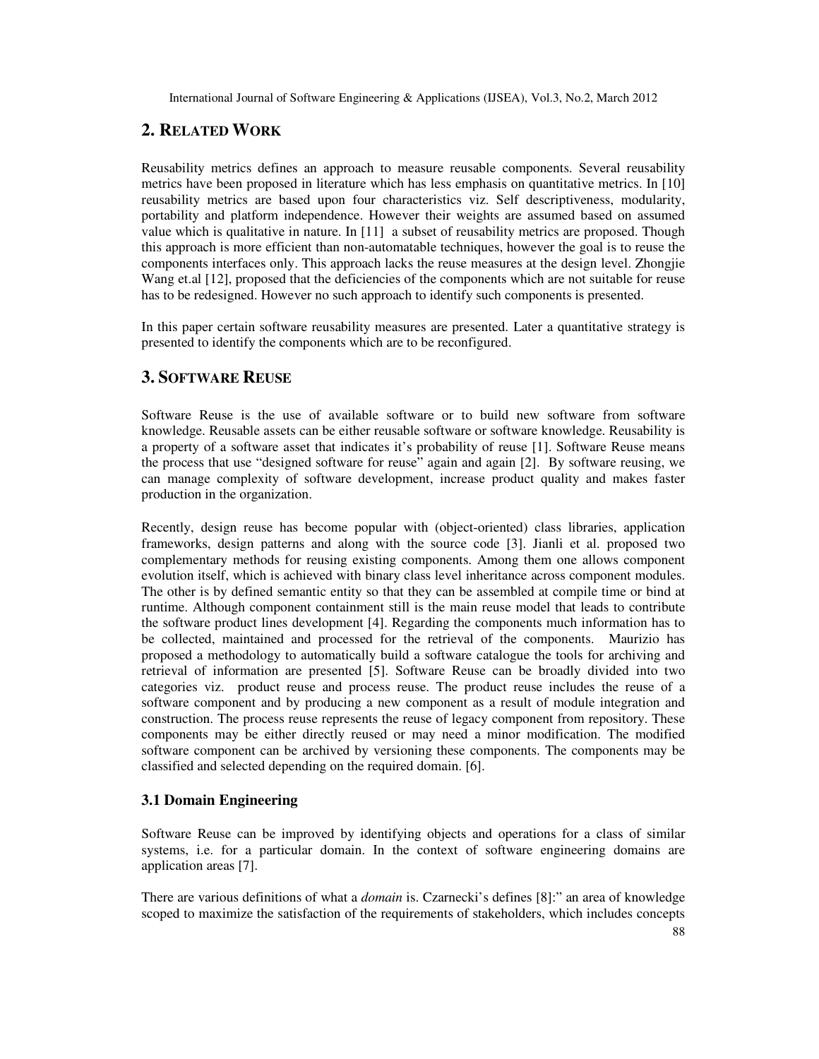## 2. RELATED WORK

Reusability metrics defines an approach to measure reusable components. Several reusability metrics have been proposed in literature which has less emphasis on quantitative metrics. In [10] reusability metrics are based upon four characteristics viz. Self descriptiveness, modularity, portability and platform independence. However their weights are assumed based on assumed value which is qualitative in nature. In [11] a subset of reusability metrics are proposed. Though this approach is more efficient than non-automatable techniques, however the goal is to reuse the components interfaces only. This approach lacks the reuse measures at the design level. Zhongjie Wang et.al [12], proposed that the deficiencies of the components which are not suitable for reuse has to be redesigned. However no such approach to identify such components is presented.

In this paper certain software reusability measures are presented. Later a quantitative strategy is presented to identify the components which are to be reconfigured.

## 3. SOFTWARE REUSE

Software Reuse is the use of available software or to build new software from software knowledge. Reusable assets can be either reusable software or software knowledge. Reusability is a property of a software asset that indicates it's probability of reuse [1]. Software Reuse means the process that use "designed software for reuse" again and again [2]. By software reusing, we can manage complexity of software development, increase product quality and makes faster production in the organization.

Recently, design reuse has become popular with (object-oriented) class libraries, application frameworks, design patterns and along with the source code [3]. Jianli et al. proposed two complementary methods for reusing existing components. Among them one allows component evolution itself, which is achieved with binary class level inheritance across component modules. The other is by defined semantic entity so that they can be assembled at compile time or bind at runtime. Although component containment still is the main reuse model that leads to contribute the software product lines development [4]. Regarding the components much information has to be collected, maintained and processed for the retrieval of the components. Maurizio has proposed a methodology to automatically build a software catalogue the tools for archiving and retrieval of information are presented [5]. Software Reuse can be broadly divided into two categories viz. product reuse and process reuse. The product reuse includes the reuse of a software component and by producing a new component as a result of module integration and construction. The process reuse represents the reuse of legacy component from repository. These components may be either directly reused or may need a minor modification. The modified software component can be archived by versioning these components. The components may be classified and selected depending on the required domain. [6].

### 3.1 Domain Engineering

Software Reuse can be improved by identifying objects and operations for a class of similar systems, i.e. for a particular domain. In the context of software engineering domains are application areas [7].

There are various definitions of what a *domain* is. Czarnecki's defines [8]:" an area of knowledge scoped to maximize the satisfaction of the requirements of stakeholders, which includes concepts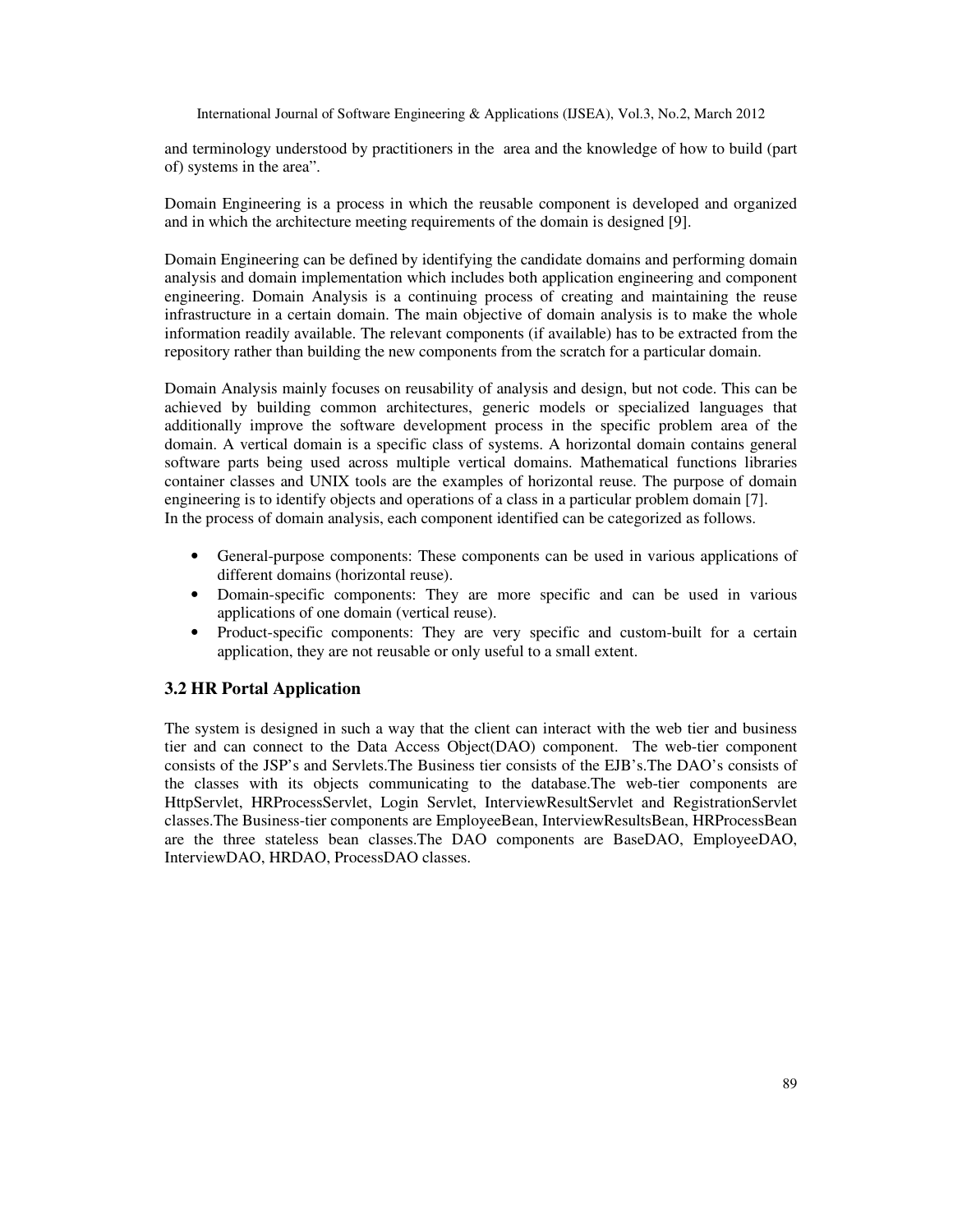and terminology understood by practitioners in the area and the knowledge of how to build (part of) systems in the area".

Domain Engineering is a process in which the reusable component is developed and organized and in which the architecture meeting requirements of the domain is designed [9].

Domain Engineering can be defined by identifying the candidate domains and performing domain analysis and domain implementation which includes both application engineering and component engineering. Domain Analysis is a continuing process of creating and maintaining the reuse infrastructure in a certain domain. The main objective of domain analysis is to make the whole information readily available. The relevant components (if available) has to be extracted from the repository rather than building the new components from the scratch for a particular domain.

Domain Analysis mainly focuses on reusability of analysis and design, but not code. This can be achieved by building common architectures, generic models or specialized languages that additionally improve the software development process in the specific problem area of the domain. A vertical domain is a specific class of systems. A horizontal domain contains general software parts being used across multiple vertical domains. Mathematical functions libraries container classes and UNIX tools are the examples of horizontal reuse. The purpose of domain engineering is to identify objects and operations of a class in a particular problem domain [7].
In the process of domain analysis, each component identified can be categorized as follows.

- General-purpose components: These components can be used in various applications of different domains (horizontal reuse).
- Domain-specific components: They are more specific and can be used in various applications of one domain (vertical reuse).
- Product-specific components: They are very specific and custom-built for a certain application, they are not reusable or only useful to a small extent.

### 3.2 HR Portal Application

The system is designed in such a way that the client can interact with the web tier and business tier and can connect to the Data Access Object(DAO) component. The web-tier component consists of the JSP's and Servlets.The Business tier consists of the EJB's.The DAO's consists of the classes with its objects communicating to the database.The web-tier components are HttpServlet, HRProcessServlet, Login Servlet, InterviewResultServlet and RegistrationServlet classes.The Business-tier components are EmployeeBean, InterviewResultsBean, HRProcessBean are the three stateless bean classes.The DAO components are BaseDAO, EmployeeDAO, InterviewDAO, HRDAO, ProcessDAO classes.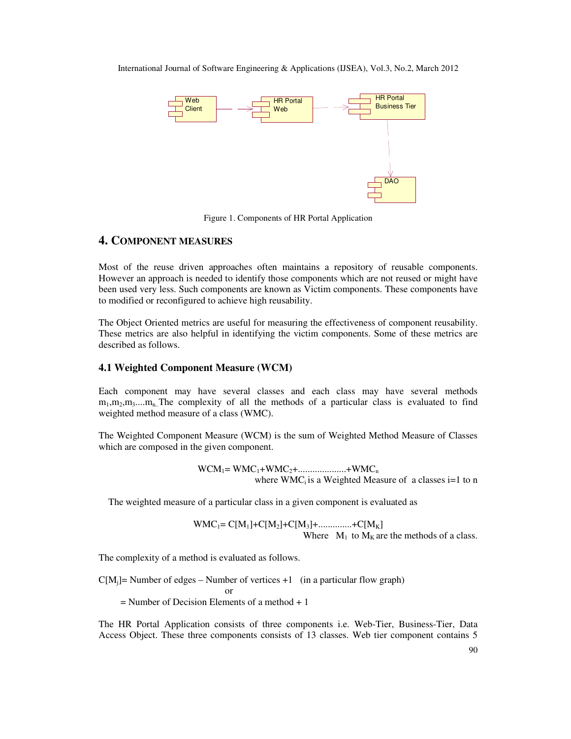Figure 1. Components of HR Portal Application

## 4. COMPONENT MEASURES

Most of the reuse driven approaches often maintains a repository of reusable components. However an approach is needed to identify those components which are not reused or might have been used very less. Such components are known as Victim components. These components have to modified or reconfigured to achieve high reusability.

The Object Oriented metrics are useful for measuring the effectiveness of component reusability. These metrics are also helpful in identifying the victim components. Some of these metrics are described as follows.

### 4.1 Weighted Component Measure (WCM)

Each component may have several classes and each class may have several methods $m_1,m_2,m_3....m_n$. The complexity of all the methods of a particular class is evaluated to find weighted method measure of a class (WMC).

The Weighted Component Measure (WCM) is the sum of Weighted Method Measure of Classes which are composed in the given component.

$$WCM_1 = WMC_1 + WMC_2 + .................... + WMC_n$$

where $WMC_i$ is a Weighted Measure of a classes i=1 to n

The weighted measure of a particular class in a given component is evaluated as

$$WMC_1 = C[M_1] + C[M_2] + C[M_3] + .............. + C[M_K]$$

Where $M_1$ to $M_K$ are the methods of a class.

The complexity of a method is evaluated as follows.

$C[M_j]$ = Number of edges – Number of vertices +1 (in a particular flow graph)

or

= Number of Decision Elements of a method + 1

The HR Portal Application consists of three components i.e. Web-Tier, Business-Tier, Data Access Object. These three components consists of 13 classes. Web tier component contains 5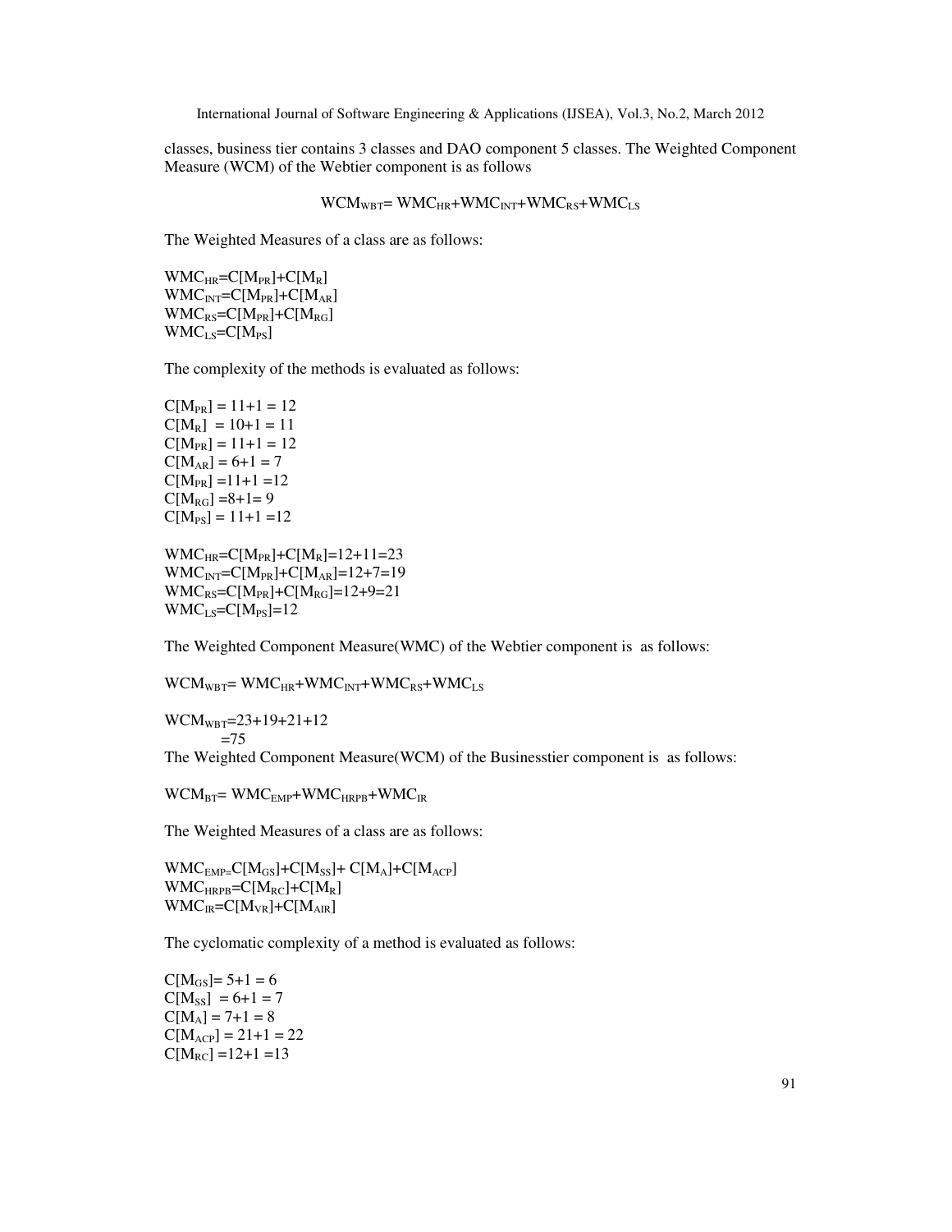classes, business tier contains 3 classes and DAO component 5 classes. The Weighted Component Measure (WCM) of the Webtier component is as follows

$$WCM_{WBT}= WMC_{HR}+WMC_{INT}+WMC_{RS}+WMC_{LS}$$

The Weighted Measures of a class are as follows:

$WMC_{HR}=C[M_{PR}]+C[M_{R}]$
$WMC_{INT}=C[M_{PR}]+C[M_{AR}]$
$WMC_{RS}=C[M_{PR}]+C[M_{RG}]$
$WMC_{LS}=C[M_{PS}]$

The complexity of the methods is evaluated as follows:

$C[M_{PR}] = 11+1 = 12$
$C[M_{R}] = 10+1 = 11$
$C[M_{PR}] = 11+1 = 12$
$C[M_{AR}] = 6+1 = 7$
$C[M_{PR}] =11+1 =12$
$C[M_{RG}] =8+1= 9$
$C[M_{PS}] = 11+1 =12$

$WMC_{HR}=C[M_{PR}]+C[M_{R}]=12+11=23$
$WMC_{INT}=C[M_{PR}]+C[M_{AR}]=12+7=19$
$WMC_{RS}=C[M_{PR}]+C[M_{RG}]=12+9=21$
$WMC_{LS}=C[M_{PS}]=12$

The Weighted Component Measure(WMC) of the Webtier component is as follows:

$WCM_{WBT}= WMC_{HR}+WMC_{INT}+WMC_{RS}+WMC_{LS}$

$WCM_{WBT}=23+19+21+12$
$=75$

The Weighted Component Measure(WCM) of the Businesstier component is as follows:

$WCM_{BT}= WMC_{EMP}+WMC_{HRPB}+WMC_{IR}$

The Weighted Measures of a class are as follows:

$WMC_{EMP}=C[M_{GS}]+C[M_{SS}]+ C[M_{A}]+C[M_{ACP}]$
$WMC_{HRPB}=C[M_{RC}]+C[M_{R}]$
$WMC_{IR}=C[M_{VR}]+C[M_{AIR}]$

The cyclomatic complexity of a method is evaluated as follows:

$C[M_{GS}]= 5+1 = 6$
$C[M_{SS}] = 6+1 = 7$
$C[M_{A}] = 7+1 = 8$
$C[M_{ACP}] = 21+1 = 22$
$C[M_{RC}] =12+1 =13$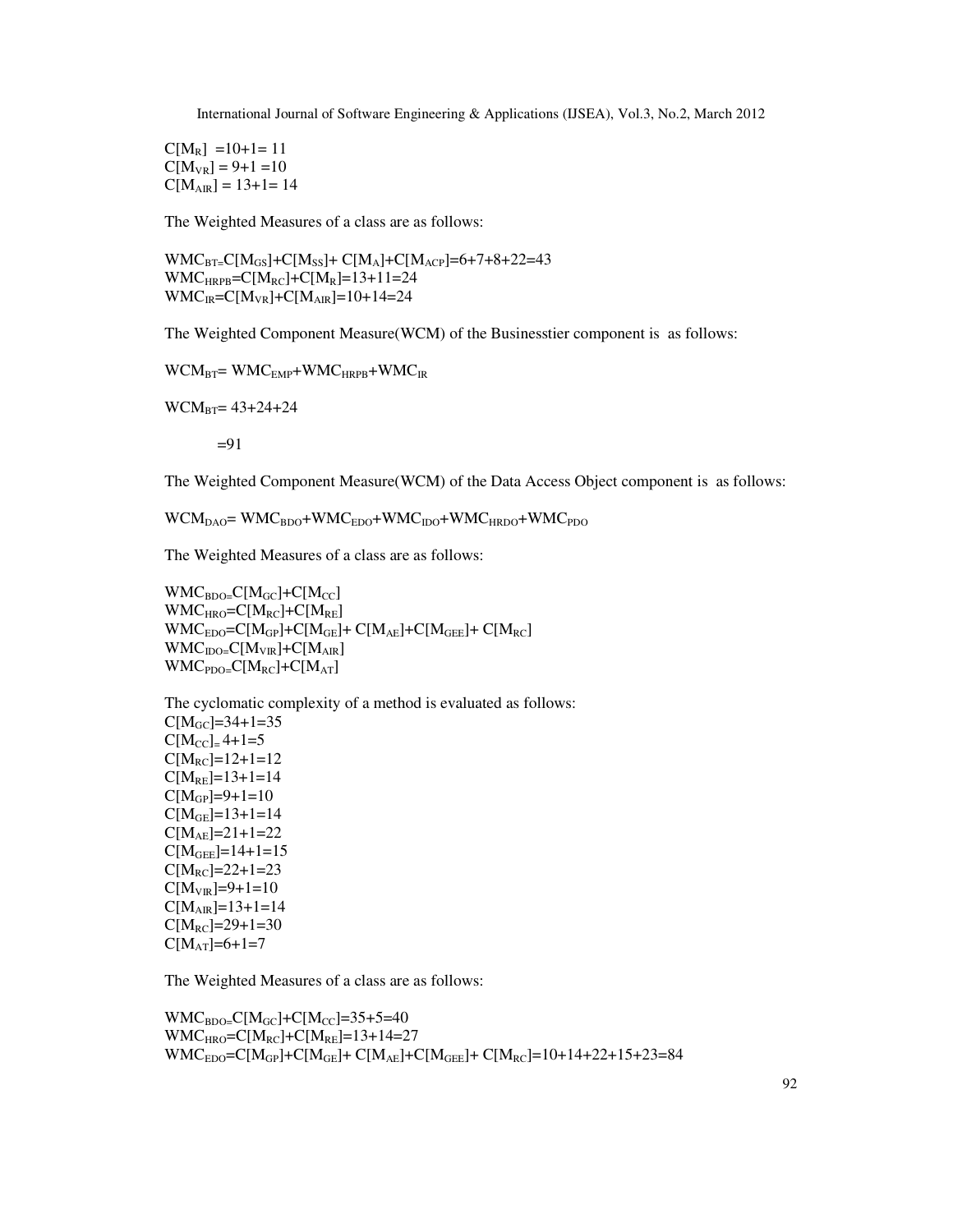$C[M_R] = 10+1= 11$
$C[M_{VR}] = 9+1 = 10$
$C[M_{AIR}] = 13+1= 14$

The Weighted Measures of a class are as follows:

$WMC_{BT=}C[M_{GS}]+C[M_{SS}]+ C[M_A]+C[M_{ACP}]=6+7+8+22=43$
$WMC_{HRPB}=C[M_{RC}]+C[M_R]=13+11=24$
$WMC_{IR}=C[M_{VR}]+C[M_{AIR}]=10+14=24$

The Weighted Component Measure(WCM) of the Businesstier component is as follows:

$WCM_{BT}= WMC_{EMP}+WMC_{HRPB}+WMC_{IR}$

$WCM_{BT}= 43+24+24$

$=91$

The Weighted Component Measure(WCM) of the Data Access Object component is as follows:

$WCM_{DAO}= WMC_{BDO}+WMC_{EDO}+WMC_{IDO}+WMC_{HRDO}+WMC_{PDO}$

The Weighted Measures of a class are as follows:

$WMC_{BDO=}C[M_{GC}]+C[M_{CC}]$
$WMC_{HRO}=C[M_{RC}]+C[M_{RE}]$
$WMC_{EDO}=C[M_{GP}]+C[M_{GE}]+ C[M_{AE}]+C[M_{GEE}]+ C[M_{RC}]$
$WMC_{IDO=}C[M_{VIR}]+C[M_{AIR}]$
$WMC_{PDO=}C[M_{RC}]+C[M_{AT}]$

The cyclomatic complexity of a method is evaluated as follows:
$C[M_{GC}]=34+1=35$
$C[M_{CC}]_= 4+1=5$
$C[M_{RC}]=12+1=12$
$C[M_{RE}]=13+1=14$
$C[M_{GP}]=9+1=10$
$C[M_{GE}]=13+1=14$
$C[M_{AE}]=21+1=22$
$C[M_{GEE}]=14+1=15$
$C[M_{RC}]=22+1=23$
$C[M_{VIR}]=9+1=10$
$C[M_{AIR}]=13+1=14$
$C[M_{RC}]=29+1=30$
$C[M_{AT}]=6+1=7$

The Weighted Measures of a class are as follows:

$WMC_{BDO=}C[M_{GC}]+C[M_{CC}]=35+5=40$
$WMC_{HRO}=C[M_{RC}]+C[M_{RE}]=13+14=27$
$WMC_{EDO}=C[M_{GP}]+C[M_{GE}]+ C[M_{AE}]+C[M_{GEE}]+ C[M_{RC}]=10+14+22+15+23=84$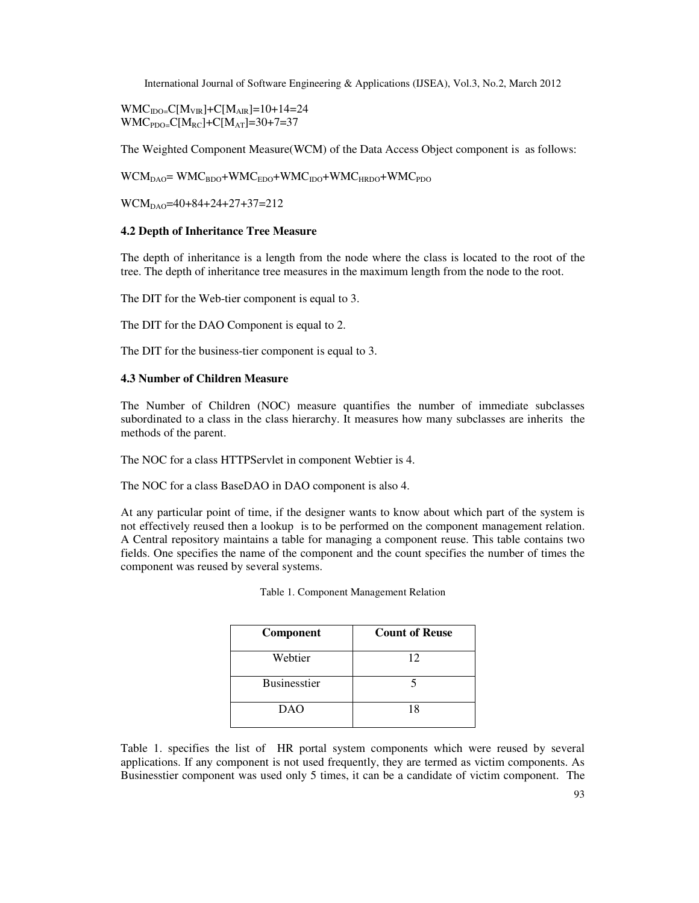$WMC_{IDO}=C[M_{VIR}]+C[M_{AIR}]=10+14=24$
$WMC_{PDO}=C[M_{RC}]+C[M_{AT}]=30+7=37$

The Weighted Component Measure(WCM) of the Data Access Object component is as follows:

$WCM_{DAO}= WMC_{BDO}+WMC_{EDO}+WMC_{IDO}+WMC_{HRDO}+WMC_{PDO}$

$WCM_{DAO}=40+84+24+27+37=212$

### 4.2 Depth of Inheritance Tree Measure

The depth of inheritance is a length from the node where the class is located to the root of the tree. The depth of inheritance tree measures in the maximum length from the node to the root.

The DIT for the Web-tier component is equal to 3.

The DIT for the DAO Component is equal to 2.

The DIT for the business-tier component is equal to 3.

### 4.3 Number of Children Measure

The Number of Children (NOC) measure quantifies the number of immediate subclasses subordinated to a class in the class hierarchy. It measures how many subclasses are inherits the methods of the parent.

The NOC for a class HTTPServlet in component Webtier is 4.

The NOC for a class BaseDAO in DAO component is also 4.

At any particular point of time, if the designer wants to know about which part of the system is not effectively reused then a lookup is to be performed on the component management relation. A Central repository maintains a table for managing a component reuse. This table contains two fields. One specifies the name of the component and the count specifies the number of times the component was reused by several systems.

Table 1. Component Management Relation

| Component | Count of Reuse |
|---|---|
| Webtier | 12 |
| Businesstier | 5 |
| DAO | 18 |

Table 1. specifies the list of HR portal system components which were reused by several applications. If any component is not used frequently, they are termed as victim components. As Businesstier component was used only 5 times, it can be a candidate of victim component. The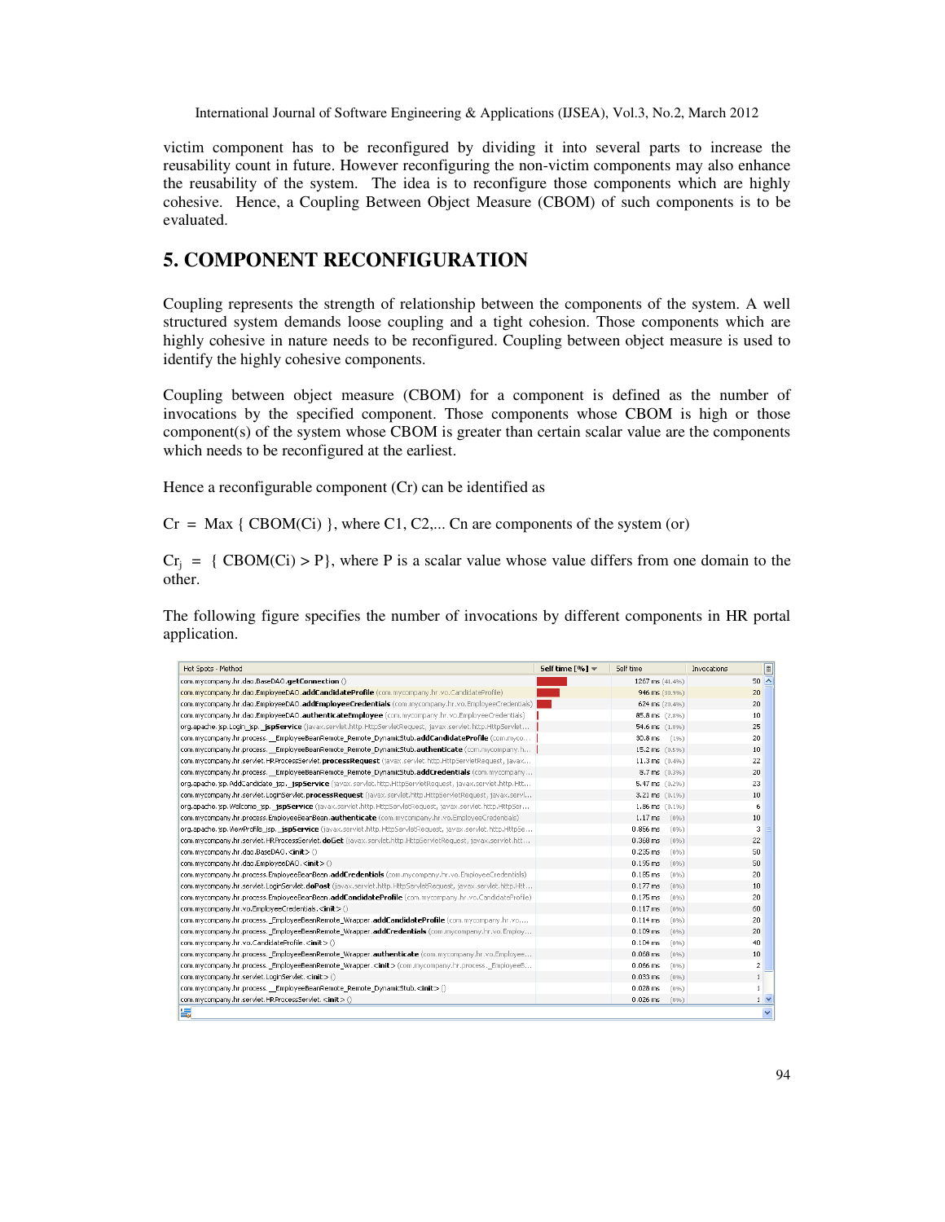victim component has to be reconfigured by dividing it into several parts to increase the reusability count in future. However reconfiguring the non-victim components may also enhance the reusability of the system. The idea is to reconfigure those components which are highly cohesive. Hence, a Coupling Between Object Measure (CBOM) of such components is to be evaluated.

## 5. COMPONENT RECONFIGURATION

Coupling represents the strength of relationship between the components of the system. A well structured system demands loose coupling and a tight cohesion. Those components which are highly cohesive in nature needs to be reconfigured. Coupling between object measure is used to identify the highly cohesive components.

Coupling between object measure (CBOM) for a component is defined as the number of invocations by the specified component. Those components whose CBOM is high or those component(s) of the system whose CBOM is greater than certain scalar value are the components which needs to be reconfigured at the earliest.

Hence a reconfigurable component (Cr) can be identified as

Cr = Max { CBOM(Ci) }, where C1, C2,... Cn are components of the system (or)

$Cr_j$ = { CBOM(Ci) > P}, where P is a scalar value whose value differs from one domain to the other.

The following figure specifies the number of invocations by different components in HR portal application.

| Hot Spots - Method | Self time [%] | Self time | Invocations |
|---|---|---|---|
| com.mycompany.hr.dao.BaseDAO.getConnection () | | 1267 ms (41.4%) | 50 |
| com.mycompany.hr.dao.EmployeeDAO.addCandidateProfile (com.mycompany.hr.vo.CandidateProfile) | | 946 ms (30.9%) | 20 |
| com.mycompany.hr.dao.EmployeeDAO.addEmployeeCredentials (com.mycompany.hr.vo.EmployeeCredentials) | | 624 ms (20.4%) | 20 |
| com.mycompany.hr.dao.EmployeeDAO.authenticateEmployee (com.mycompany.hr.vo.EmployeeCredentials) | | 85.8 ms (2.8%) | 10 |
| org.apache.jsp.Login_jsp._jspService (javax.servlet.http.HttpServletRequest, javax.servlet.http.HttpServlet... | | 54.6 ms (1.8%) | 25 |
| com.mycompany.hr.process._EmployeeBeanRemote_Remote_DynamicStub.addCandidateProfile (com.myco... | | 30.8 ms (1%) | 20 |
| com.mycompany.hr.process._EmployeeBeanRemote_Remote_DynamicStub.authenticate (com.mycompany.h... | | 15.2 ms (0.5%) | 10 |
| com.mycompany.hr.servlet.HRProcessServlet.processRequest (javax.servlet.http.HttpServletRequest, javax... | | 11.3 ms (0.4%) | 22 |
| com.mycompany.hr.process._EmployeeBeanRemote_Remote_DynamicStub.addCredentials (com.mycompany... | | 8.7 ms (0.3%) | 20 |
| org.apache.jsp.AddCandidate_jsp._jspService (javax.servlet.http.HttpServletRequest, javax.servlet.http.Htt... | | 5.47 ms (0.2%) | 23 |
| com.mycompany.hr.servlet.LoginServlet.processRequest (javax.servlet.http.HttpServletRequest, javax.servl... | | 3.21 ms (0.1%) | 10 |
| org.apache.jsp.Welcome_jsp._jspService (javax.servlet.http.HttpServletRequest, javax.servlet.http.HttpSer... | | 1.86 ms (0.1%) | 6 |
| com.mycompany.hr.process.EmployeeBeanBean.authenticate (com.mycompany.hr.vo.EmployeeCredentials) | | 1.17 ms (0%) | 10 |
| org.apache.jsp.ViewProfile_jsp._jspService (javax.servlet.http.HttpServletRequest, javax.servlet.http.HttpSe... | | 0.856 ms (0%) | 3 |
| com.mycompany.hr.servlet.HRProcessServlet.doGet (javax.servlet.http.HttpServletRequest, javax.servlet.htt... | | 0.368 ms (0%) | 22 |
| com.mycompany.hr.dao.BaseDAO.<init> () | | 0.235 ms (0%) | 50 |
| com.mycompany.hr.dao.EmployeeDAO.<init> () | | 0.195 ms (0%) | 50 |
| com.mycompany.hr.process.EmployeeBeanBean.addCredentials (com.mycompany.hr.vo.EmployeeCredentials) | | 0.185 ms (0%) | 20 |
| com.mycompany.hr.servlet.LoginServlet.doPost (javax.servlet.http.HttpServletRequest, javax.servlet.http.Htt... | | 0.177 ms (0%) | 10 |
| com.mycompany.hr.process.EmployeeBeanBean.addCandidateProfile (com.mycompany.hr.vo.CandidateProfile) | | 0.175 ms (0%) | 20 |
| com.mycompany.hr.vo.EmployeeCredentials.<init> () | | 0.117 ms (0%) | 60 |
| com.mycompany.hr.process._EmployeeBeanRemote_Wrapper.addCandidateProfile (com.mycompany.hr.vo.... | | 0.114 ms (0%) | 20 |
| com.mycompany.hr.process._EmployeeBeanRemote_Wrapper.addCredentials (com.mycompany.hr.vo.Employ... | | 0.109 ms (0%) | 20 |
| com.mycompany.hr.vo.CandidateProfile.<init> () | | 0.104 ms (0%) | 40 |
| com.mycompany.hr.process._EmployeeBeanRemote_Wrapper.authenticate (com.mycompany.hr.vo.Employee... | | 0.058 ms (0%) | 10 |
| com.mycompany.hr.process._EmployeeBeanRemote_Wrapper.<init> (com.mycompany.hr.process._EmployeeB... | | 0.056 ms (0%) | 2 |
| com.mycompany.hr.servlet.LoginServlet.<init> () | | 0.033 ms (0%) | 1 |
| com.mycompany.hr.process._EmployeeBeanRemote_Remote_DynamicStub.<init> () | | 0.028 ms (0%) | 1 |
| com.mycompany.hr.servlet.HRProcessServlet.<init> () | | 0.026 ms (0%) | 1 |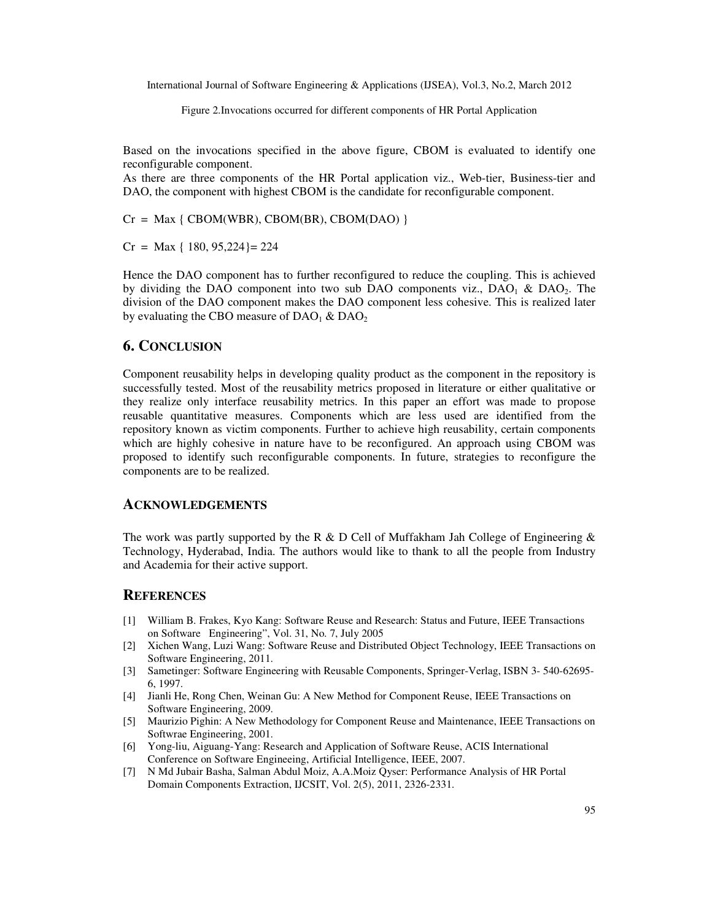Figure 2.Invocations occurred for different components of HR Portal Application

Based on the invocations specified in the above figure, CBOM is evaluated to identify one reconfigurable component.

As there are three components of the HR Portal application viz., Web-tier, Business-tier and DAO, the component with highest CBOM is the candidate for reconfigurable component.

Cr = Max { CBOM(WBR), CBOM(BR), CBOM(DAO) }

Cr = Max { 180, 95,224}= 224

Hence the DAO component has to further reconfigured to reduce the coupling. This is achieved by dividing the DAO component into two sub DAO components viz., $DAO_1$ & $DAO_2$. The division of the DAO component makes the DAO component less cohesive. This is realized later by evaluating the CBO measure of $DAO_1$ & $DAO_2$

## 6. CONCLUSION

Component reusability helps in developing quality product as the component in the repository is successfully tested. Most of the reusability metrics proposed in literature or either qualitative or they realize only interface reusability metrics. In this paper an effort was made to propose reusable quantitative measures. Components which are less used are identified from the repository known as victim components. Further to achieve high reusability, certain components which are highly cohesive in nature have to be reconfigured. An approach using CBOM was proposed to identify such reconfigurable components. In future, strategies to reconfigure the components are to be realized.

## ACKNOWLEDGEMENTS

The work was partly supported by the R & D Cell of Muffakham Jah College of Engineering & Technology, Hyderabad, India. The authors would like to thank to all the people from Industry and Academia for their active support.

## REFERENCES

[1] William B. Frakes, Kyo Kang: Software Reuse and Research: Status and Future, IEEE Transactions on Software Engineering", Vol. 31, No. 7, July 2005

[2] Xichen Wang, Luzi Wang: Software Reuse and Distributed Object Technology, IEEE Transactions on Software Engineering, 2011.

[3] Sametinger: Software Engineering with Reusable Components, Springer-Verlag, ISBN 3- 540-62695-6, 1997.

[4] Jianli He, Rong Chen, Weinan Gu: A New Method for Component Reuse, IEEE Transactions on Software Engineering, 2009.

[5] Maurizio Pighin: A New Methodology for Component Reuse and Maintenance, IEEE Transactions on Softwrae Engineering, 2001.

[6] Yong-liu, Aiguang-Yang: Research and Application of Software Reuse, ACIS International Conference on Software Engineeing, Artificial Intelligence, IEEE, 2007.

[7] N Md Jubair Basha, Salman Abdul Moiz, A.A.Moiz Qyser: Performance Analysis of HR Portal Domain Components Extraction, IJCSIT, Vol. 2(5), 2011, 2326-2331.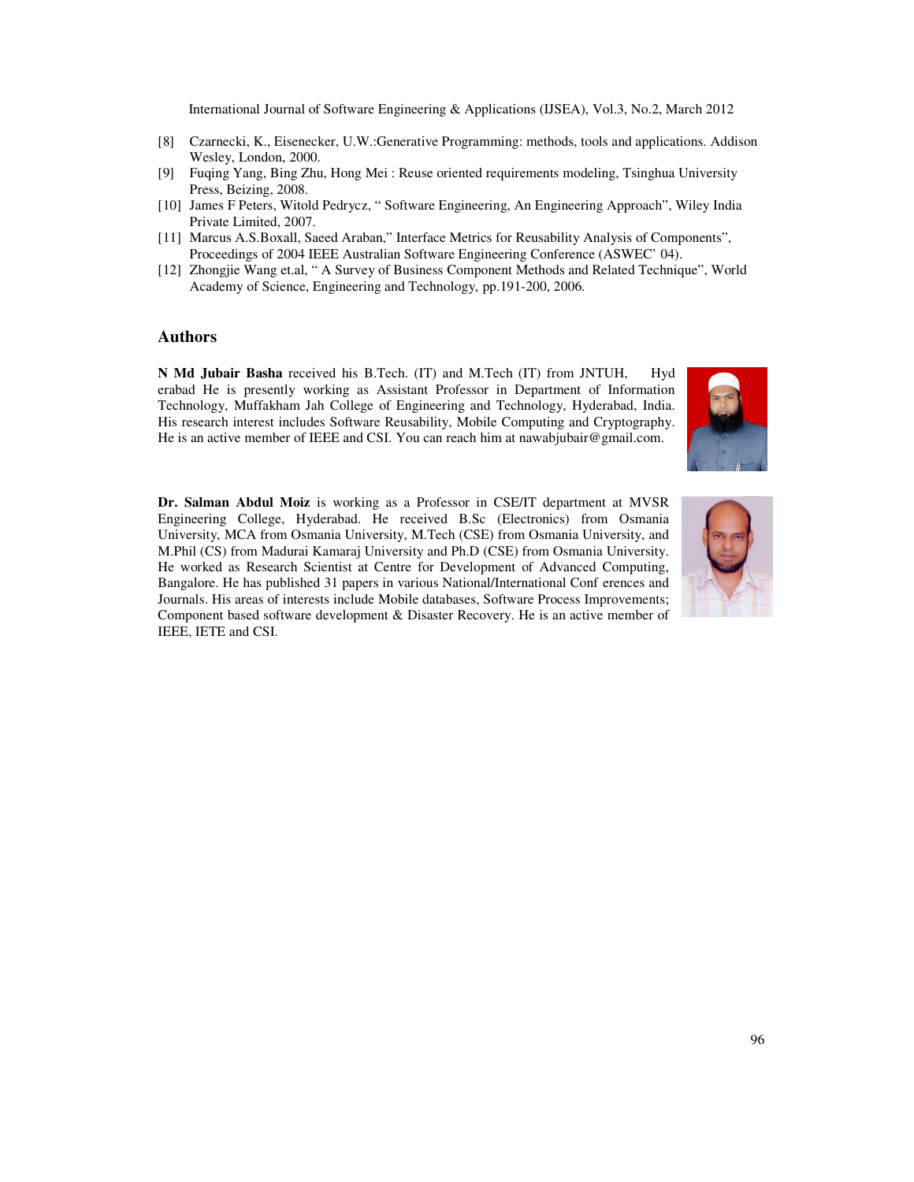[8] Czarnecki, K., Eisenecker, U.W.:Generative Programming: methods, tools and applications. Addison Wesley, London, 2000.

[9] Fuqing Yang, Bing Zhu, Hong Mei : Reuse oriented requirements modeling, Tsinghua University Press, Beizing, 2008.

[10] James F Peters, Witold Pedrycz, " Software Engineering, An Engineering Approach", Wiley India Private Limited, 2007.

[11] Marcus A.S.Boxall, Saeed Araban," Interface Metrics for Reusability Analysis of Components", Proceedings of 2004 IEEE Australian Software Engineering Conference (ASWEC' 04).

[12] Zhongjie Wang et.al, " A Survey of Business Component Methods and Related Technique", World Academy of Science, Engineering and Technology, pp.191-200, 2006.

## Authors

**N Md Jubair Basha** received his B.Tech. (IT) and M.Tech (IT) from JNTUH, Hyd erabad He is presently working as Assistant Professor in Department of Information Technology, Muffakham Jah College of Engineering and Technology, Hyderabad, India. His research interest includes Software Reusability, Mobile Computing and Cryptography. He is an active member of IEEE and CSI. You can reach him at nawabjubair@gmail.com.

**Dr. Salman Abdul Moiz** is working as a Professor in CSE/IT department at MVSR Engineering College, Hyderabad. He received B.Sc (Electronics) from Osmania University, MCA from Osmania University, M.Tech (CSE) from Osmania University, and M.Phil (CS) from Madurai Kamaraj University and Ph.D (CSE) from Osmania University. He worked as Research Scientist at Centre for Development of Advanced Computing, Bangalore. He has published 31 papers in various National/International Conf erences and Journals. His areas of interests include Mobile databases, Software Process Improvements; Component based software development & Disaster Recovery. He is an active member of IEEE, IETE and CSI.